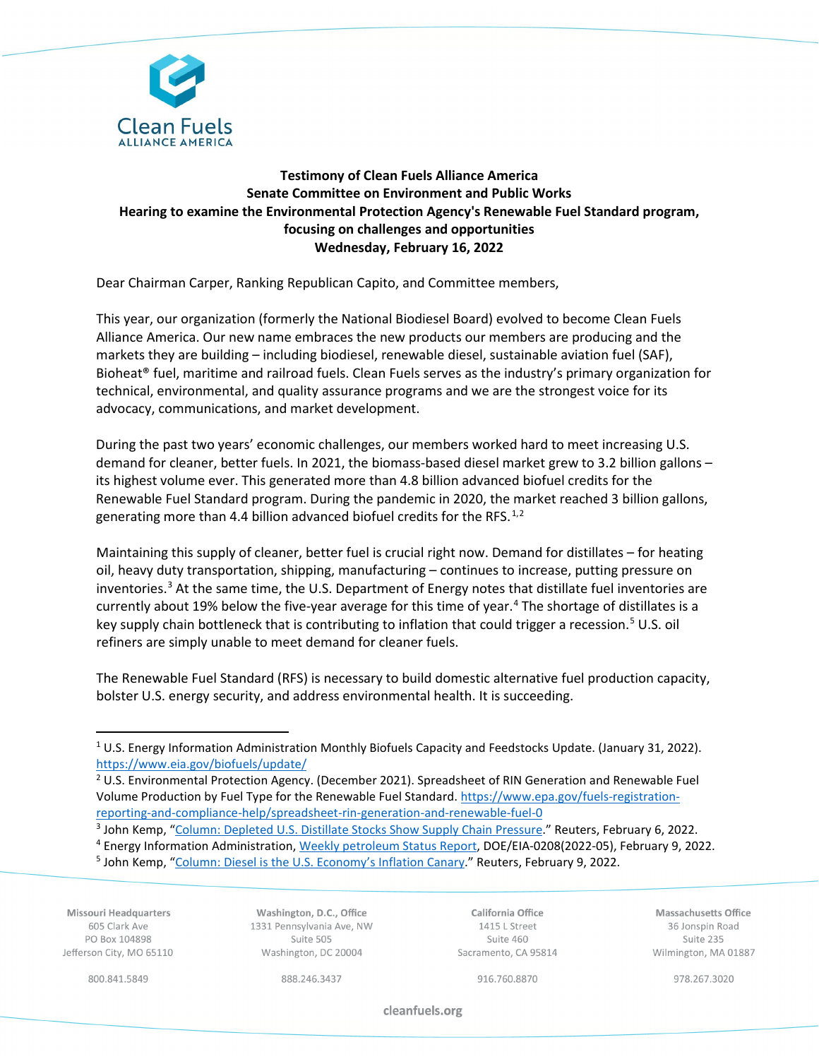Clean Fuels
ALLIANCE AMERICA

**Testimony of Clean Fuels Alliance America**
**Senate Committee on Environment and Public Works**
**Hearing to examine the Environmental Protection Agency's Renewable Fuel Standard program, focusing on challenges and opportunities**
**Wednesday, February 16, 2022**

Dear Chairman Carper, Ranking Republican Capito, and Committee members,

This year, our organization (formerly the National Biodiesel Board) evolved to become Clean Fuels Alliance America. Our new name embraces the new products our members are producing and the markets they are building – including biodiesel, renewable diesel, sustainable aviation fuel (SAF), Bioheat® fuel, maritime and railroad fuels. Clean Fuels serves as the industry's primary organization for technical, environmental, and quality assurance programs and we are the strongest voice for its advocacy, communications, and market development.

During the past two years' economic challenges, our members worked hard to meet increasing U.S. demand for cleaner, better fuels. In 2021, the biomass-based diesel market grew to 3.2 billion gallons – its highest volume ever. This generated more than 4.8 billion advanced biofuel credits for the Renewable Fuel Standard program. During the pandemic in 2020, the market reached 3 billion gallons, generating more than 4.4 billion advanced biofuel credits for the RFS.[1,2]

Maintaining this supply of cleaner, better fuel is crucial right now. Demand for distillates – for heating oil, heavy duty transportation, shipping, manufacturing – continues to increase, putting pressure on inventories.[3] At the same time, the U.S. Department of Energy notes that distillate fuel inventories are currently about 19% below the five-year average for this time of year.[4] The shortage of distillates is a key supply chain bottleneck that is contributing to inflation that could trigger a recession.[5] U.S. oil refiners are simply unable to meet demand for cleaner fuels.

The Renewable Fuel Standard (RFS) is necessary to build domestic alternative fuel production capacity, bolster U.S. energy security, and address environmental health. It is succeeding.

---

[1] U.S. Energy Information Administration Monthly Biofuels Capacity and Feedstocks Update. (January 31, 2022). https://www.eia.gov/biofuels/update/

[2] U.S. Environmental Protection Agency. (December 2021). Spreadsheet of RIN Generation and Renewable Fuel Volume Production by Fuel Type for the Renewable Fuel Standard. https://www.epa.gov/fuels-registration-reporting-and-compliance-help/spreadsheet-rin-generation-and-renewable-fuel-0

[3] John Kemp, "Column: Depleted U.S. Distillate Stocks Show Supply Chain Pressure." Reuters, February 6, 2022.

[4] Energy Information Administration, Weekly petroleum Status Report, DOE/EIA-0208(2022-05), February 9, 2022.

[5] John Kemp, "Column: Diesel is the U.S. Economy's Inflation Canary." Reuters, February 9, 2022.

Missouri Headquarters
605 Clark Ave
PO Box 104898
Jefferson City, MO 65110
800.841.5849

Washington, D.C., Office
1331 Pennsylvania Ave, NW
Suite 505
Washington, DC 20004
888.246.3437

California Office
1415 L Street
Suite 460
Sacramento, CA 95814
916.760.8870

Massachusetts Office
36 Jonspin Road
Suite 235
Wilmington, MA 01887
978.267.3020

cleanfuels.org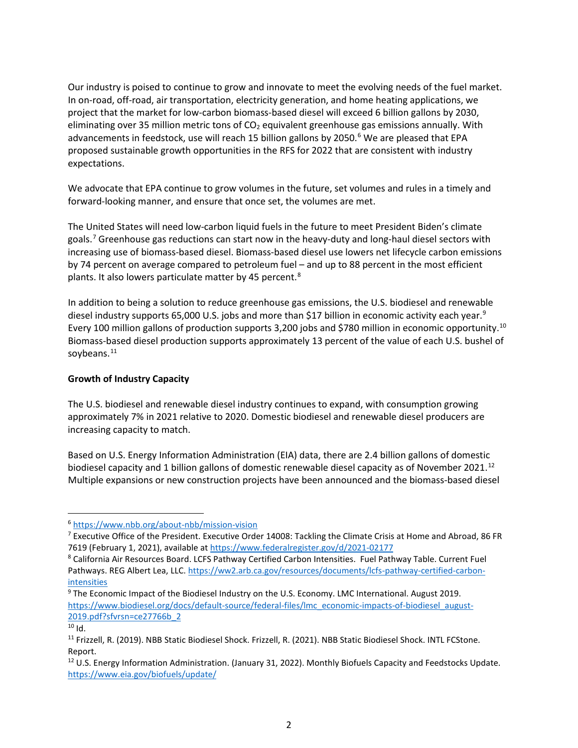Our industry is poised to continue to grow and innovate to meet the evolving needs of the fuel market. In on-road, off-road, air transportation, electricity generation, and home heating applications, we project that the market for low-carbon biomass-based diesel will exceed 6 billion gallons by 2030, eliminating over 35 million metric tons of $CO_2$ equivalent greenhouse gas emissions annually. With advancements in feedstock, use will reach 15 billion gallons by 2050.[6] We are pleased that EPA proposed sustainable growth opportunities in the RFS for 2022 that are consistent with industry expectations.

We advocate that EPA continue to grow volumes in the future, set volumes and rules in a timely and forward-looking manner, and ensure that once set, the volumes are met.

The United States will need low-carbon liquid fuels in the future to meet President Biden's climate goals.[7] Greenhouse gas reductions can start now in the heavy-duty and long-haul diesel sectors with increasing use of biomass-based diesel. Biomass-based diesel use lowers net lifecycle carbon emissions by 74 percent on average compared to petroleum fuel – and up to 88 percent in the most efficient plants. It also lowers particulate matter by 45 percent.[8]

In addition to being a solution to reduce greenhouse gas emissions, the U.S. biodiesel and renewable diesel industry supports 65,000 U.S. jobs and more than $17 billion in economic activity each year.[9] Every 100 million gallons of production supports 3,200 jobs and $780 million in economic opportunity.[10] Biomass-based diesel production supports approximately 13 percent of the value of each U.S. bushel of soybeans.[11]

**Growth of Industry Capacity**

The U.S. biodiesel and renewable diesel industry continues to expand, with consumption growing approximately 7% in 2021 relative to 2020. Domestic biodiesel and renewable diesel producers are increasing capacity to match.

Based on U.S. Energy Information Administration (EIA) data, there are 2.4 billion gallons of domestic biodiesel capacity and 1 billion gallons of domestic renewable diesel capacity as of November 2021.[12] Multiple expansions or new construction projects have been announced and the biomass-based diesel

---

[6] https://www.nbb.org/about-nbb/mission-vision

[7] Executive Office of the President. Executive Order 14008: Tackling the Climate Crisis at Home and Abroad, 86 FR 7619 (February 1, 2021), available at https://www.federalregister.gov/d/2021-02177

[8] California Air Resources Board. LCFS Pathway Certified Carbon Intensities. Fuel Pathway Table. Current Fuel Pathways. REG Albert Lea, LLC. https://ww2.arb.ca.gov/resources/documents/lcfs-pathway-certified-carbon-intensities

[9] The Economic Impact of the Biodiesel Industry on the U.S. Economy. LMC International. August 2019. https://www.biodiesel.org/docs/default-source/federal-files/lmc_economic-impacts-of-biodiesel_august-2019.pdf?sfvrsn=ce27766b_2

[10] Id.

[11] Frizzell, R. (2019). NBB Static Biodiesel Shock. Frizzell, R. (2021). NBB Static Biodiesel Shock. INTL FCStone. Report.

[12] U.S. Energy Information Administration. (January 31, 2022). Monthly Biofuels Capacity and Feedstocks Update. https://www.eia.gov/biofuels/update/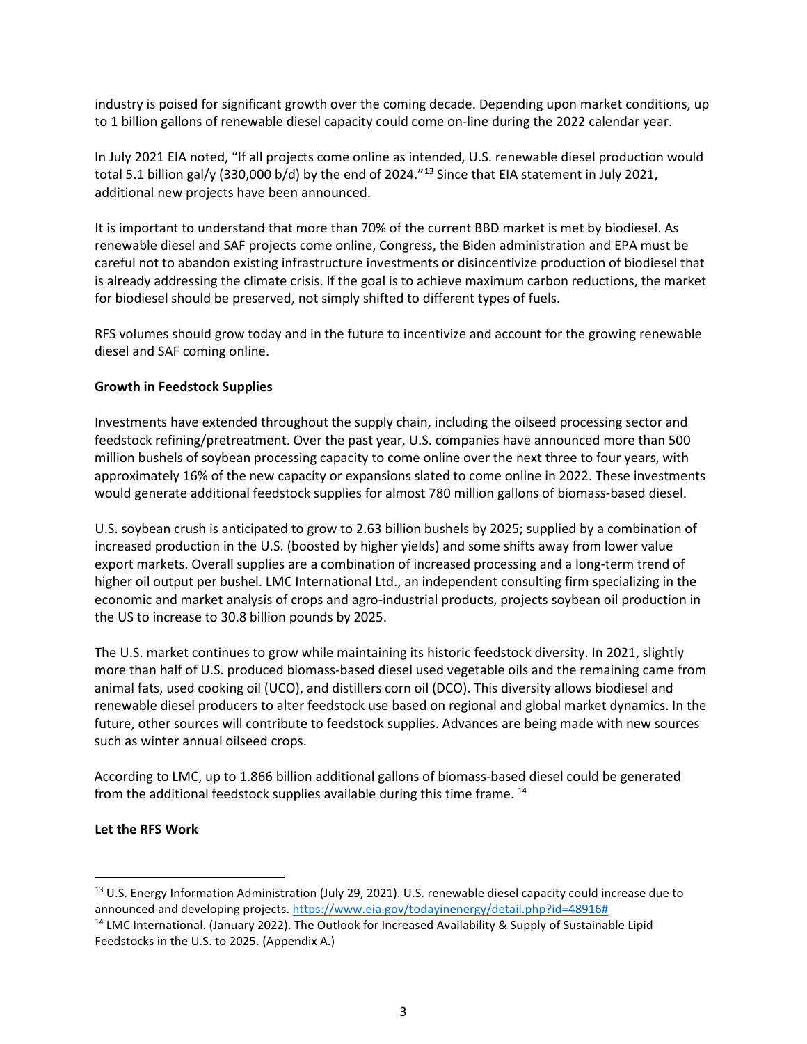industry is poised for significant growth over the coming decade. Depending upon market conditions, up to 1 billion gallons of renewable diesel capacity could come on-line during the 2022 calendar year.

In July 2021 EIA noted, "If all projects come online as intended, U.S. renewable diesel production would total 5.1 billion gal/y (330,000 b/d) by the end of 2024."[13] Since that EIA statement in July 2021, additional new projects have been announced.

It is important to understand that more than 70% of the current BBD market is met by biodiesel. As renewable diesel and SAF projects come online, Congress, the Biden administration and EPA must be careful not to abandon existing infrastructure investments or disincentivize production of biodiesel that is already addressing the climate crisis. If the goal is to achieve maximum carbon reductions, the market for biodiesel should be preserved, not simply shifted to different types of fuels.

RFS volumes should grow today and in the future to incentivize and account for the growing renewable diesel and SAF coming online.

**Growth in Feedstock Supplies**

Investments have extended throughout the supply chain, including the oilseed processing sector and feedstock refining/pretreatment. Over the past year, U.S. companies have announced more than 500 million bushels of soybean processing capacity to come online over the next three to four years, with approximately 16% of the new capacity or expansions slated to come online in 2022. These investments would generate additional feedstock supplies for almost 780 million gallons of biomass-based diesel.

U.S. soybean crush is anticipated to grow to 2.63 billion bushels by 2025; supplied by a combination of increased production in the U.S. (boosted by higher yields) and some shifts away from lower value export markets. Overall supplies are a combination of increased processing and a long-term trend of higher oil output per bushel. LMC International Ltd., an independent consulting firm specializing in the economic and market analysis of crops and agro-industrial products, projects soybean oil production in the US to increase to 30.8 billion pounds by 2025.

The U.S. market continues to grow while maintaining its historic feedstock diversity. In 2021, slightly more than half of U.S. produced biomass-based diesel used vegetable oils and the remaining came from animal fats, used cooking oil (UCO), and distillers corn oil (DCO). This diversity allows biodiesel and renewable diesel producers to alter feedstock use based on regional and global market dynamics. In the future, other sources will contribute to feedstock supplies. Advances are being made with new sources such as winter annual oilseed crops.

According to LMC, up to 1.866 billion additional gallons of biomass-based diesel could be generated from the additional feedstock supplies available during this time frame. [14]

**Let the RFS Work**

---

[13] U.S. Energy Information Administration (July 29, 2021). U.S. renewable diesel capacity could increase due to announced and developing projects. https://www.eia.gov/todayinenergy/detail.php?id=48916#

[14] LMC International. (January 2022). The Outlook for Increased Availability & Supply of Sustainable Lipid Feedstocks in the U.S. to 2025. (Appendix A.)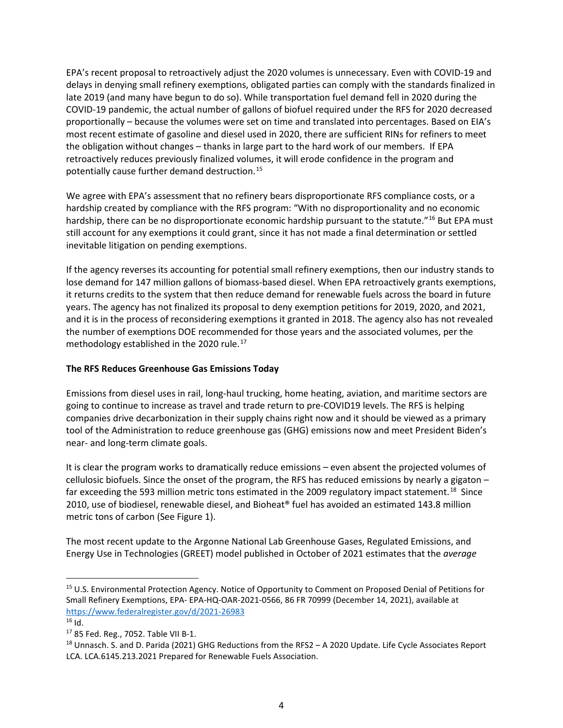EPA's recent proposal to retroactively adjust the 2020 volumes is unnecessary. Even with COVID-19 and delays in denying small refinery exemptions, obligated parties can comply with the standards finalized in late 2019 (and many have begun to do so). While transportation fuel demand fell in 2020 during the COVID-19 pandemic, the actual number of gallons of biofuel required under the RFS for 2020 decreased proportionally – because the volumes were set on time and translated into percentages. Based on EIA's most recent estimate of gasoline and diesel used in 2020, there are sufficient RINs for refiners to meet the obligation without changes – thanks in large part to the hard work of our members. If EPA retroactively reduces previously finalized volumes, it will erode confidence in the program and potentially cause further demand destruction.[15]

We agree with EPA's assessment that no refinery bears disproportionate RFS compliance costs, or a hardship created by compliance with the RFS program: "With no disproportionality and no economic hardship, there can be no disproportionate economic hardship pursuant to the statute."[16] But EPA must still account for any exemptions it could grant, since it has not made a final determination or settled inevitable litigation on pending exemptions.

If the agency reverses its accounting for potential small refinery exemptions, then our industry stands to lose demand for 147 million gallons of biomass-based diesel. When EPA retroactively grants exemptions, it returns credits to the system that then reduce demand for renewable fuels across the board in future years. The agency has not finalized its proposal to deny exemption petitions for 2019, 2020, and 2021, and it is in the process of reconsidering exemptions it granted in 2018. The agency also has not revealed the number of exemptions DOE recommended for those years and the associated volumes, per the methodology established in the 2020 rule.[17]

**The RFS Reduces Greenhouse Gas Emissions Today**

Emissions from diesel uses in rail, long-haul trucking, home heating, aviation, and maritime sectors are going to continue to increase as travel and trade return to pre-COVID19 levels. The RFS is helping companies drive decarbonization in their supply chains right now and it should be viewed as a primary tool of the Administration to reduce greenhouse gas (GHG) emissions now and meet President Biden's near- and long-term climate goals.

It is clear the program works to dramatically reduce emissions – even absent the projected volumes of cellulosic biofuels. Since the onset of the program, the RFS has reduced emissions by nearly a gigaton – far exceeding the 593 million metric tons estimated in the 2009 regulatory impact statement.[18] Since 2010, use of biodiesel, renewable diesel, and Bioheat® fuel has avoided an estimated 143.8 million metric tons of carbon (See Figure 1).

The most recent update to the Argonne National Lab Greenhouse Gases, Regulated Emissions, and Energy Use in Technologies (GREET) model published in October of 2021 estimates that the *average*

---

[15] U.S. Environmental Protection Agency. Notice of Opportunity to Comment on Proposed Denial of Petitions for Small Refinery Exemptions, EPA- EPA-HQ-OAR-2021-0566, 86 FR 70999 (December 14, 2021), available at https://www.federalregister.gov/d/2021-26983

[16] Id.

[17] 85 Fed. Reg., 7052. Table VII B-1.

[18] Unnasch. S. and D. Parida (2021) GHG Reductions from the RFS2 – A 2020 Update. Life Cycle Associates Report LCA. LCA.6145.213.2021 Prepared for Renewable Fuels Association.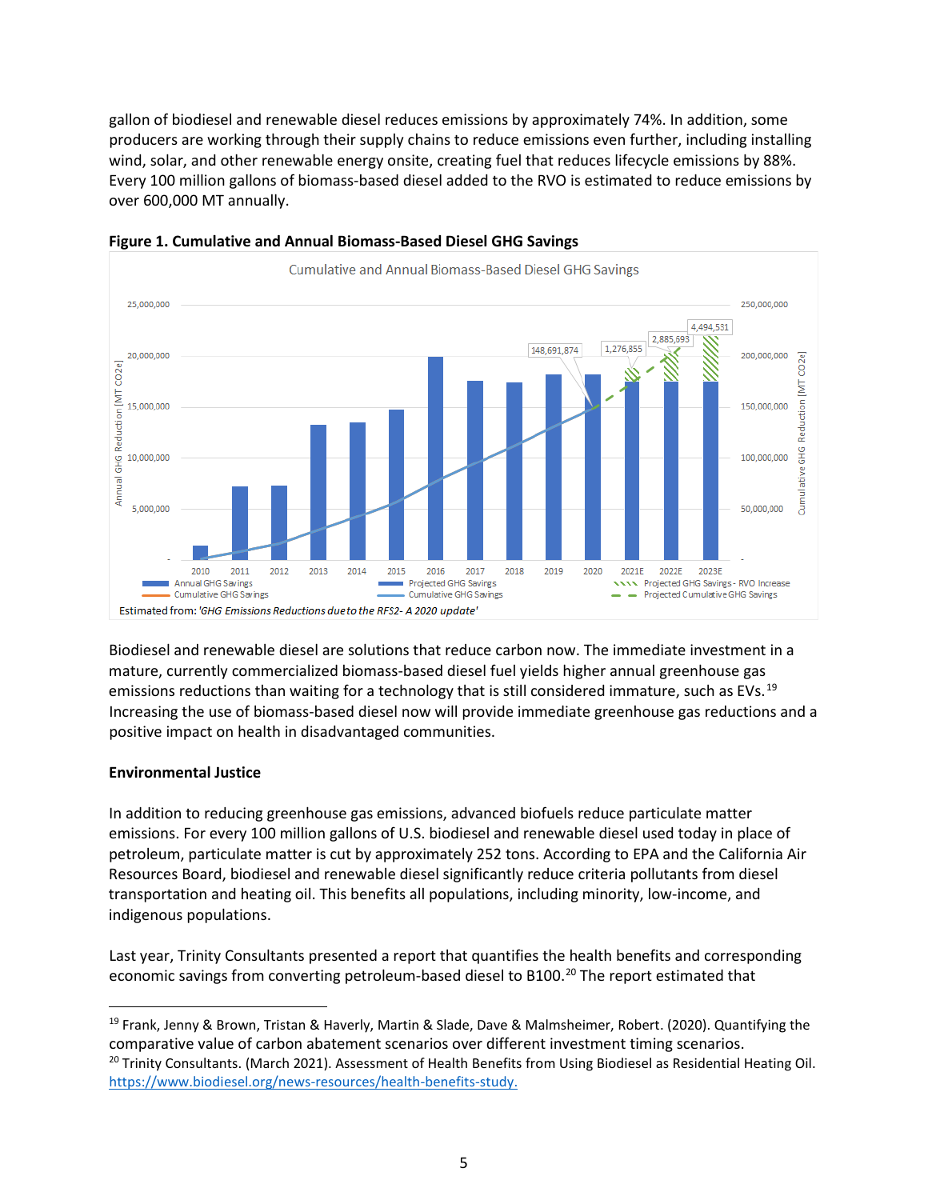gallon of biodiesel and renewable diesel reduces emissions by approximately 74%. In addition, some producers are working through their supply chains to reduce emissions even further, including installing wind, solar, and other renewable energy onsite, creating fuel that reduces lifecycle emissions by 88%. Every 100 million gallons of biomass-based diesel added to the RVO is estimated to reduce emissions by over 600,000 MT annually.

**Figure 1. Cumulative and Annual Biomass-Based Diesel GHG Savings**

Estimated from: *'GHG Emissions Reductions due to the RFS2- A 2020 update'*

Biodiesel and renewable diesel are solutions that reduce carbon now. The immediate investment in a mature, currently commercialized biomass-based diesel fuel yields higher annual greenhouse gas emissions reductions than waiting for a technology that is still considered immature, such as EVs.[19] Increasing the use of biomass-based diesel now will provide immediate greenhouse gas reductions and a positive impact on health in disadvantaged communities.

**Environmental Justice**

In addition to reducing greenhouse gas emissions, advanced biofuels reduce particulate matter emissions. For every 100 million gallons of U.S. biodiesel and renewable diesel used today in place of petroleum, particulate matter is cut by approximately 252 tons. According to EPA and the California Air Resources Board, biodiesel and renewable diesel significantly reduce criteria pollutants from diesel transportation and heating oil. This benefits all populations, including minority, low-income, and indigenous populations.

Last year, Trinity Consultants presented a report that quantifies the health benefits and corresponding economic savings from converting petroleum-based diesel to B100.[20] The report estimated that

---

[19] Frank, Jenny & Brown, Tristan & Haverly, Martin & Slade, Dave & Malmsheimer, Robert. (2020). Quantifying the comparative value of carbon abatement scenarios over different investment timing scenarios.

[20] Trinity Consultants. (March 2021). Assessment of Health Benefits from Using Biodiesel as Residential Heating Oil. https://www.biodiesel.org/news-resources/health-benefits-study.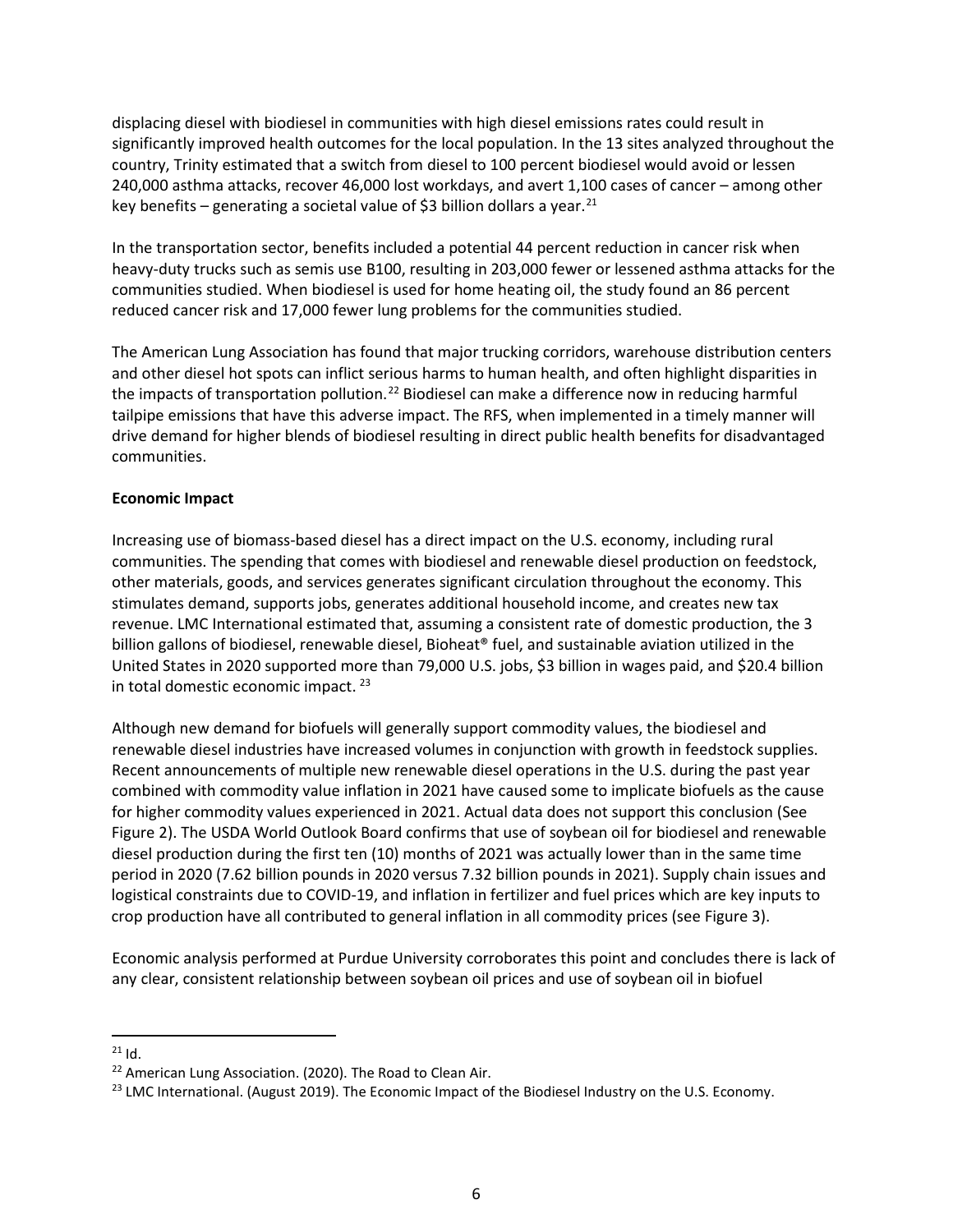displacing diesel with biodiesel in communities with high diesel emissions rates could result in significantly improved health outcomes for the local population. In the 13 sites analyzed throughout the country, Trinity estimated that a switch from diesel to 100 percent biodiesel would avoid or lessen 240,000 asthma attacks, recover 46,000 lost workdays, and avert 1,100 cases of cancer – among other key benefits – generating a societal value of $3 billion dollars a year.[21]

In the transportation sector, benefits included a potential 44 percent reduction in cancer risk when heavy-duty trucks such as semis use B100, resulting in 203,000 fewer or lessened asthma attacks for the communities studied. When biodiesel is used for home heating oil, the study found an 86 percent reduced cancer risk and 17,000 fewer lung problems for the communities studied.

The American Lung Association has found that major trucking corridors, warehouse distribution centers and other diesel hot spots can inflict serious harms to human health, and often highlight disparities in the impacts of transportation pollution.[22] Biodiesel can make a difference now in reducing harmful tailpipe emissions that have this adverse impact. The RFS, when implemented in a timely manner will drive demand for higher blends of biodiesel resulting in direct public health benefits for disadvantaged communities.

**Economic Impact**

Increasing use of biomass-based diesel has a direct impact on the U.S. economy, including rural communities. The spending that comes with biodiesel and renewable diesel production on feedstock, other materials, goods, and services generates significant circulation throughout the economy. This stimulates demand, supports jobs, generates additional household income, and creates new tax revenue. LMC International estimated that, assuming a consistent rate of domestic production, the 3 billion gallons of biodiesel, renewable diesel, Bioheat® fuel, and sustainable aviation utilized in the United States in 2020 supported more than 79,000 U.S. jobs, $3 billion in wages paid, and $20.4 billion in total domestic economic impact.[23]

Although new demand for biofuels will generally support commodity values, the biodiesel and renewable diesel industries have increased volumes in conjunction with growth in feedstock supplies. Recent announcements of multiple new renewable diesel operations in the U.S. during the past year combined with commodity value inflation in 2021 have caused some to implicate biofuels as the cause for higher commodity values experienced in 2021. Actual data does not support this conclusion (See Figure 2). The USDA World Outlook Board confirms that use of soybean oil for biodiesel and renewable diesel production during the first ten (10) months of 2021 was actually lower than in the same time period in 2020 (7.62 billion pounds in 2020 versus 7.32 billion pounds in 2021). Supply chain issues and logistical constraints due to COVID-19, and inflation in fertilizer and fuel prices which are key inputs to crop production have all contributed to general inflation in all commodity prices (see Figure 3).

Economic analysis performed at Purdue University corroborates this point and concludes there is lack of any clear, consistent relationship between soybean oil prices and use of soybean oil in biofuel

[21] Id.

[22] American Lung Association. (2020). The Road to Clean Air.

[23] LMC International. (August 2019). The Economic Impact of the Biodiesel Industry on the U.S. Economy.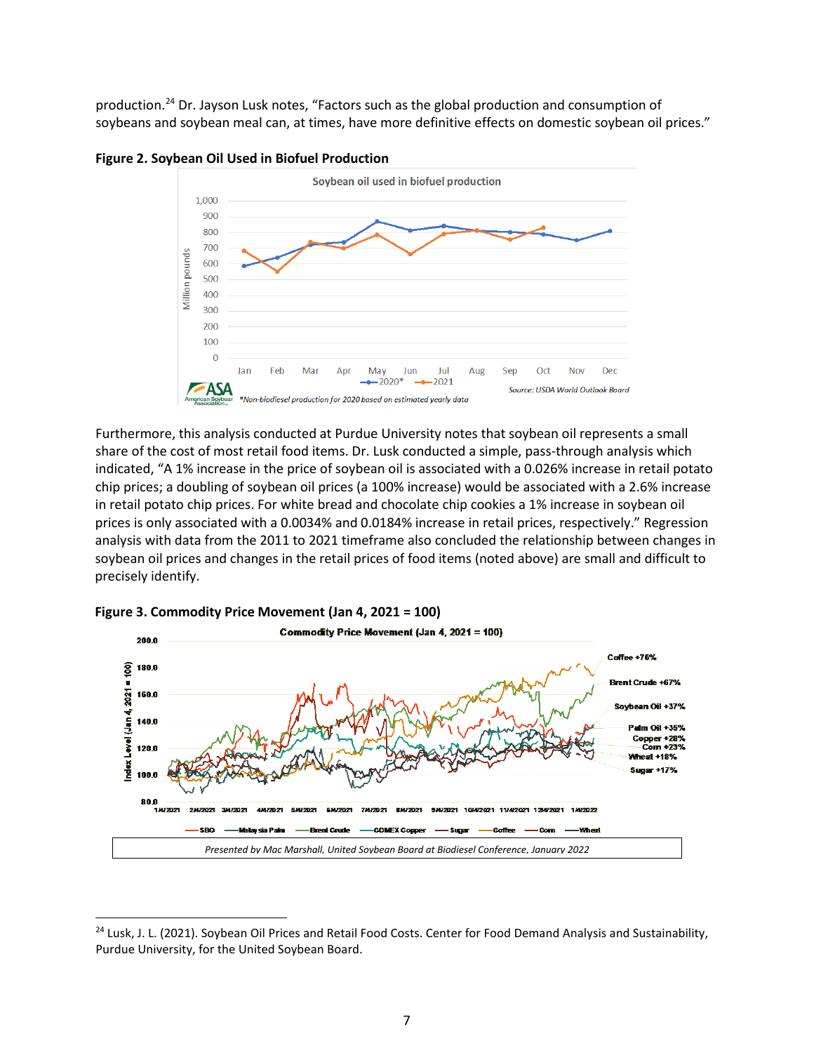production.[24] Dr. Jayson Lusk notes, "Factors such as the global production and consumption of soybeans and soybean meal can, at times, have more definitive effects on domestic soybean oil prices."

**Figure 2. Soybean Oil Used in Biofuel Production**

Furthermore, this analysis conducted at Purdue University notes that soybean oil represents a small share of the cost of most retail food items. Dr. Lusk conducted a simple, pass-through analysis which indicated, "A 1% increase in the price of soybean oil is associated with a 0.026% increase in retail potato chip prices; a doubling of soybean oil prices (a 100% increase) would be associated with a 2.6% increase in retail potato chip prices. For white bread and chocolate chip cookies a 1% increase in soybean oil prices is only associated with a 0.0034% and 0.0184% increase in retail prices, respectively." Regression analysis with data from the 2011 to 2021 timeframe also concluded the relationship between changes in soybean oil prices and changes in the retail prices of food items (noted above) are small and difficult to precisely identify.

**Figure 3. Commodity Price Movement (Jan 4, 2021 = 100)**

*Presented by Mac Marshall, United Soybean Board at Biodiesel Conference, January 2022*

[24] Lusk, J. L. (2021). Soybean Oil Prices and Retail Food Costs. Center for Food Demand Analysis and Sustainability, Purdue University, for the United Soybean Board.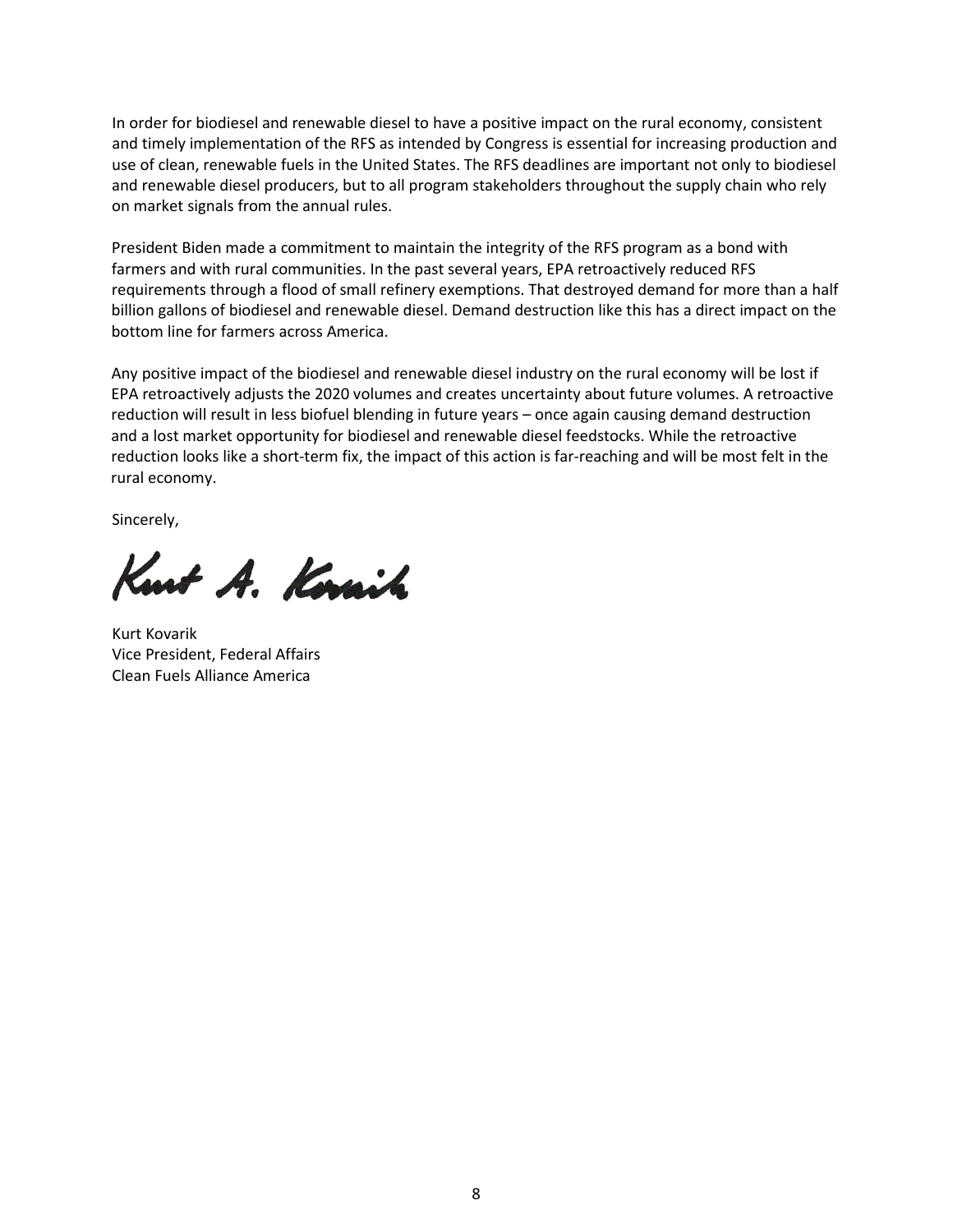In order for biodiesel and renewable diesel to have a positive impact on the rural economy, consistent and timely implementation of the RFS as intended by Congress is essential for increasing production and use of clean, renewable fuels in the United States. The RFS deadlines are important not only to biodiesel and renewable diesel producers, but to all program stakeholders throughout the supply chain who rely on market signals from the annual rules.

President Biden made a commitment to maintain the integrity of the RFS program as a bond with farmers and with rural communities. In the past several years, EPA retroactively reduced RFS requirements through a flood of small refinery exemptions. That destroyed demand for more than a half billion gallons of biodiesel and renewable diesel. Demand destruction like this has a direct impact on the bottom line for farmers across America.

Any positive impact of the biodiesel and renewable diesel industry on the rural economy will be lost if EPA retroactively adjusts the 2020 volumes and creates uncertainty about future volumes. A retroactive reduction will result in less biofuel blending in future years – once again causing demand destruction and a lost market opportunity for biodiesel and renewable diesel feedstocks. While the retroactive reduction looks like a short-term fix, the impact of this action is far-reaching and will be most felt in the rural economy.

Sincerely,

Kurt A. Kovarik

Kurt Kovarik
Vice President, Federal Affairs
Clean Fuels Alliance America